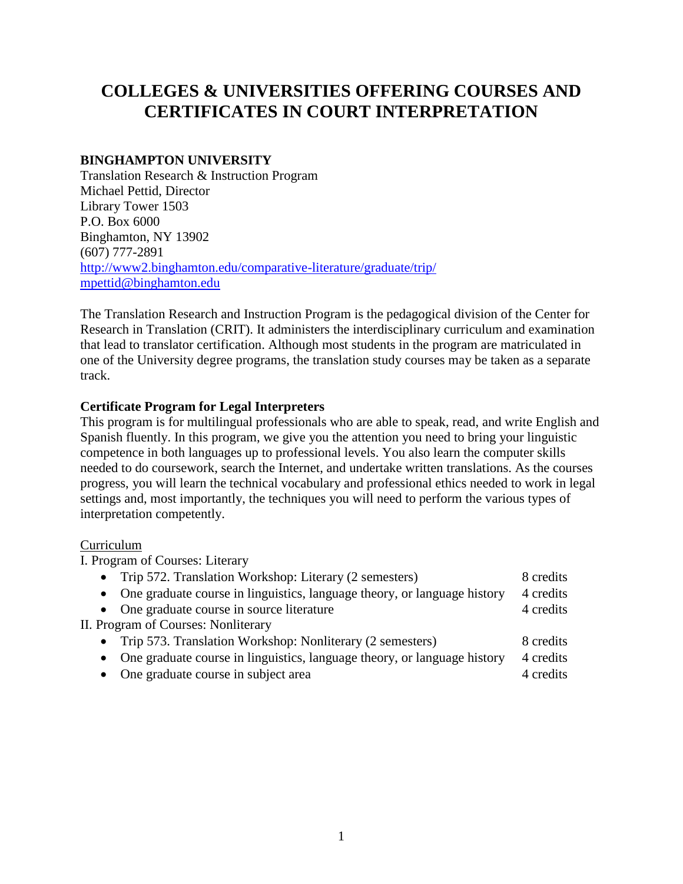# COLLEGES & UNIVERSITIES OFFERING COURSES AND CERTIFICATES IN COURT INTERPRETATION

**BINGHAMPTON UNIVERSITY**
Translation Research & Instruction Program
Michael Pettid, Director
Library Tower 1503
P.O. Box 6000
Binghamton, NY 13902
(607) 777-2891
http://www2.binghamton.edu/comparative-literature/graduate/trip/
mpettid@binghamton.edu

The Translation Research and Instruction Program is the pedagogical division of the Center for Research in Translation (CRIT). It administers the interdisciplinary curriculum and examination that lead to translator certification. Although most students in the program are matriculated in one of the University degree programs, the translation study courses may be taken as a separate track.

**Certificate Program for Legal Interpreters**
This program is for multilingual professionals who are able to speak, read, and write English and Spanish fluently. In this program, we give you the attention you need to bring your linguistic competence in both languages up to professional levels. You also learn the computer skills needed to do coursework, search the Internet, and undertake written translations. As the courses progress, you will learn the technical vocabulary and professional ethics needed to work in legal settings and, most importantly, the techniques you will need to perform the various types of interpretation competently.

Curriculum

I. Program of Courses: Literary

- Trip 572. Translation Workshop: Literary (2 semesters) — 8 credits
- One graduate course in linguistics, language theory, or language history — 4 credits
- One graduate course in source literature — 4 credits

II. Program of Courses: Nonliterary

- Trip 573. Translation Workshop: Nonliterary (2 semesters) — 8 credits
- One graduate course in linguistics, language theory, or language history — 4 credits
- One graduate course in subject area — 4 credits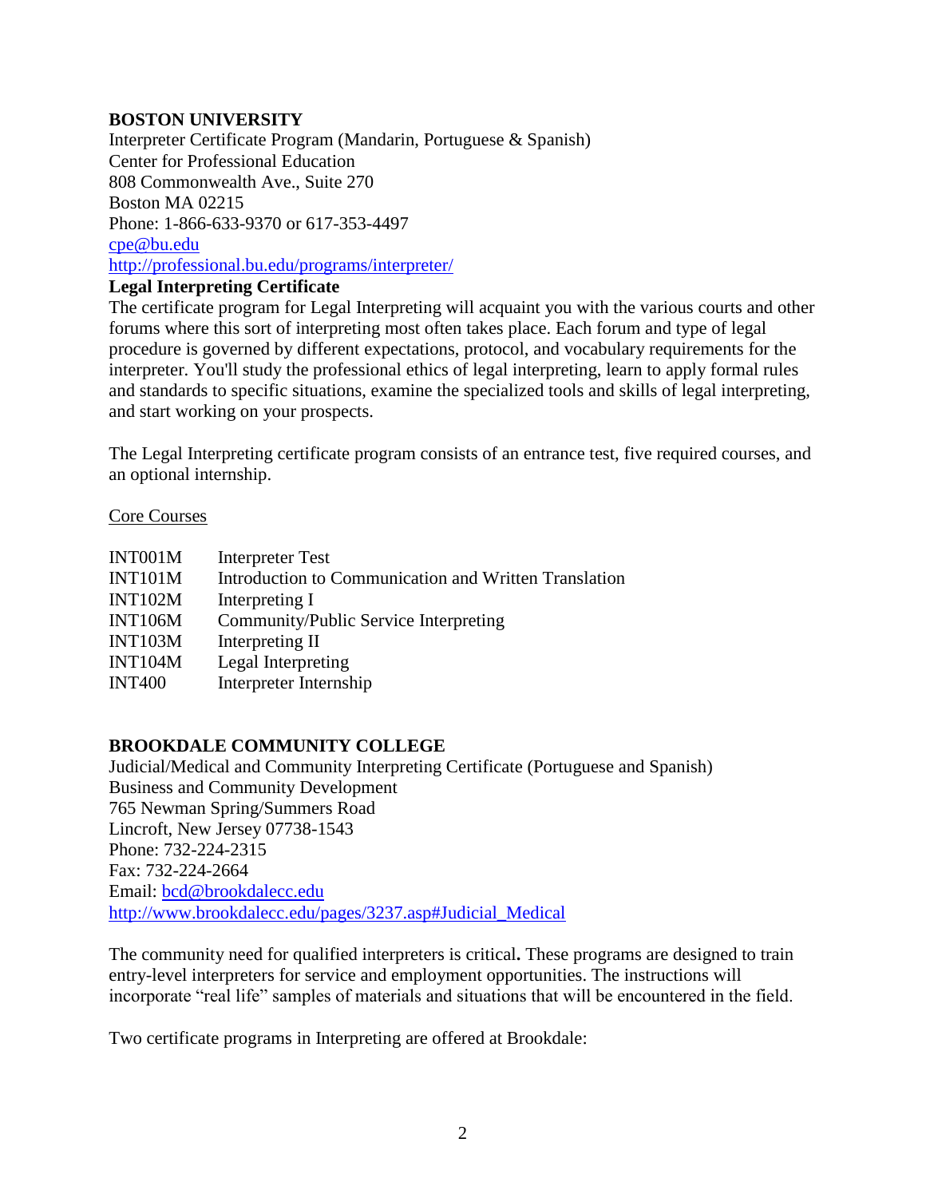**BOSTON UNIVERSITY**
Interpreter Certificate Program (Mandarin, Portuguese & Spanish)
Center for Professional Education
808 Commonwealth Ave., Suite 270
Boston MA 02215
Phone: 1-866-633-9370 or 617-353-4497
cpe@bu.edu
http://professional.bu.edu/programs/interpreter/

**Legal Interpreting Certificate**

The certificate program for Legal Interpreting will acquaint you with the various courts and other forums where this sort of interpreting most often takes place. Each forum and type of legal procedure is governed by different expectations, protocol, and vocabulary requirements for the interpreter. You'll study the professional ethics of legal interpreting, learn to apply formal rules and standards to specific situations, examine the specialized tools and skills of legal interpreting, and start working on your prospects.

The Legal Interpreting certificate program consists of an entrance test, five required courses, and an optional internship.

Core Courses

| | |
|---|---|
| INT001M | Interpreter Test |
| INT101M | Introduction to Communication and Written Translation |
| INT102M | Interpreting I |
| INT106M | Community/Public Service Interpreting |
| INT103M | Interpreting II |
| INT104M | Legal Interpreting |
| INT400 | Interpreter Internship |

**BROOKDALE COMMUNITY COLLEGE**
Judicial/Medical and Community Interpreting Certificate (Portuguese and Spanish)
Business and Community Development
765 Newman Spring/Summers Road
Lincroft, New Jersey 07738-1543
Phone: 732-224-2315
Fax: 732-224-2664
Email: bcd@brookdalecc.edu
http://www.brookdalecc.edu/pages/3237.asp#Judicial_Medical

The community need for qualified interpreters is critical**.** These programs are designed to train entry-level interpreters for service and employment opportunities. The instructions will incorporate "real life" samples of materials and situations that will be encountered in the field.

Two certificate programs in Interpreting are offered at Brookdale: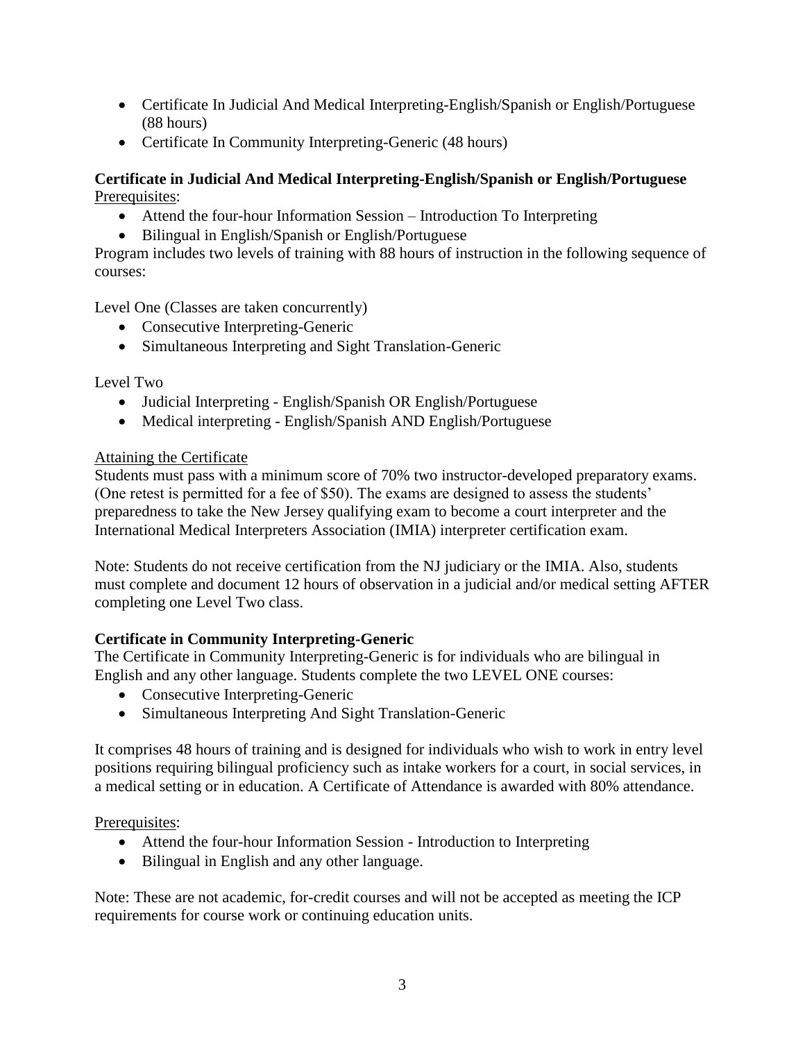- Certificate In Judicial And Medical Interpreting-English/Spanish or English/Portuguese (88 hours)
- Certificate In Community Interpreting-Generic (48 hours)

**Certificate in Judicial And Medical Interpreting-English/Spanish or English/Portuguese**

Prerequisites:

- Attend the four-hour Information Session – Introduction To Interpreting
- Bilingual in English/Spanish or English/Portuguese

Program includes two levels of training with 88 hours of instruction in the following sequence of courses:

Level One (Classes are taken concurrently)

- Consecutive Interpreting-Generic
- Simultaneous Interpreting and Sight Translation-Generic

Level Two

- Judicial Interpreting - English/Spanish OR English/Portuguese
- Medical interpreting - English/Spanish AND English/Portuguese

Attaining the Certificate

Students must pass with a minimum score of 70% two instructor-developed preparatory exams. (One retest is permitted for a fee of $50). The exams are designed to assess the students' preparedness to take the New Jersey qualifying exam to become a court interpreter and the International Medical Interpreters Association (IMIA) interpreter certification exam.

Note: Students do not receive certification from the NJ judiciary or the IMIA. Also, students must complete and document 12 hours of observation in a judicial and/or medical setting AFTER completing one Level Two class.

**Certificate in Community Interpreting-Generic**

The Certificate in Community Interpreting-Generic is for individuals who are bilingual in English and any other language. Students complete the two LEVEL ONE courses:

- Consecutive Interpreting-Generic
- Simultaneous Interpreting And Sight Translation-Generic

It comprises 48 hours of training and is designed for individuals who wish to work in entry level positions requiring bilingual proficiency such as intake workers for a court, in social services, in a medical setting or in education. A Certificate of Attendance is awarded with 80% attendance.

Prerequisites:

- Attend the four-hour Information Session - Introduction to Interpreting
- Bilingual in English and any other language.

Note: These are not academic, for-credit courses and will not be accepted as meeting the ICP requirements for course work or continuing education units.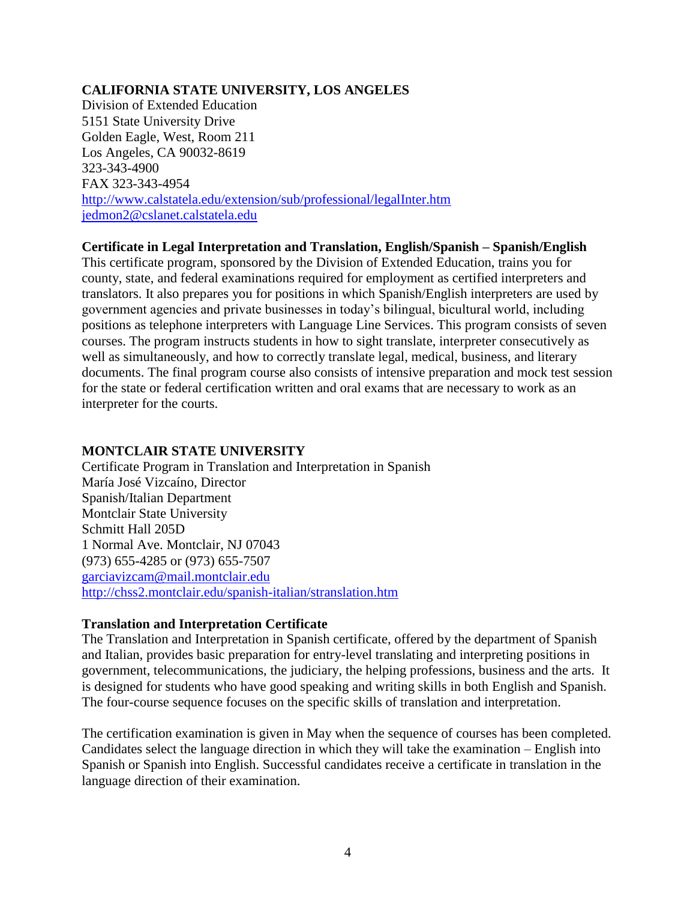## CALIFORNIA STATE UNIVERSITY, LOS ANGELES

Division of Extended Education
5151 State University Drive
Golden Eagle, West, Room 211
Los Angeles, CA 90032-8619
323-343-4900
FAX 323-343-4954
http://www.calstatela.edu/extension/sub/professional/legalInter.htm
jedmon2@cslanet.calstatela.edu

### Certificate in Legal Interpretation and Translation, English/Spanish – Spanish/English

This certificate program, sponsored by the Division of Extended Education, trains you for county, state, and federal examinations required for employment as certified interpreters and translators. It also prepares you for positions in which Spanish/English interpreters are used by government agencies and private businesses in today's bilingual, bicultural world, including positions as telephone interpreters with Language Line Services. This program consists of seven courses. The program instructs students in how to sight translate, interpreter consecutively as well as simultaneously, and how to correctly translate legal, medical, business, and literary documents. The final program course also consists of intensive preparation and mock test session for the state or federal certification written and oral exams that are necessary to work as an interpreter for the courts.

## MONTCLAIR STATE UNIVERSITY

Certificate Program in Translation and Interpretation in Spanish
María José Vizcaíno, Director
Spanish/Italian Department
Montclair State University
Schmitt Hall 205D
1 Normal Ave. Montclair, NJ 07043
(973) 655-4285 or (973) 655-7507
garciavizcam@mail.montclair.edu
http://chss2.montclair.edu/spanish-italian/stranslation.htm

### Translation and Interpretation Certificate

The Translation and Interpretation in Spanish certificate, offered by the department of Spanish and Italian, provides basic preparation for entry-level translating and interpreting positions in government, telecommunications, the judiciary, the helping professions, business and the arts. It is designed for students who have good speaking and writing skills in both English and Spanish. The four-course sequence focuses on the specific skills of translation and interpretation.

The certification examination is given in May when the sequence of courses has been completed. Candidates select the language direction in which they will take the examination – English into Spanish or Spanish into English. Successful candidates receive a certificate in translation in the language direction of their examination.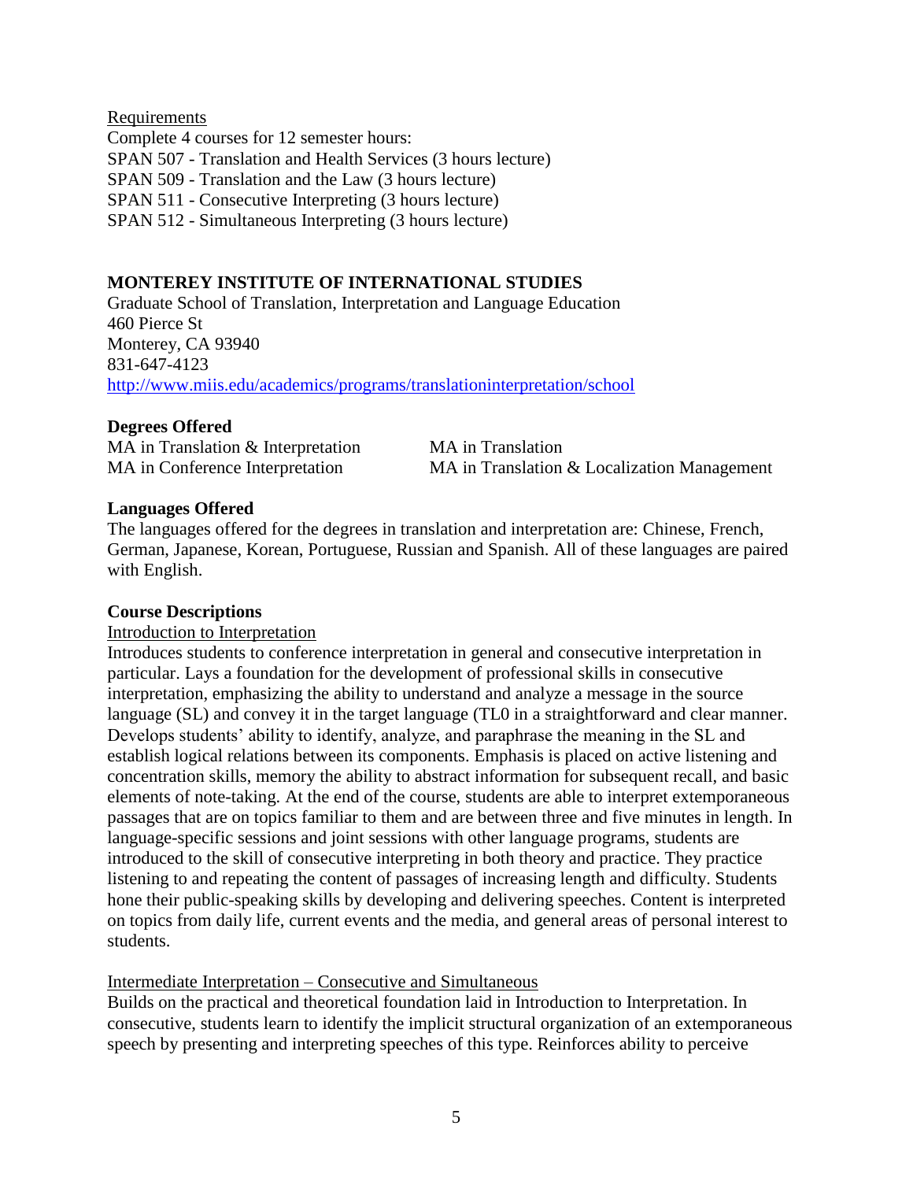Requirements

Complete 4 courses for 12 semester hours:

SPAN 507 - Translation and Health Services (3 hours lecture)
SPAN 509 - Translation and the Law (3 hours lecture)
SPAN 511 - Consecutive Interpreting (3 hours lecture)
SPAN 512 - Simultaneous Interpreting (3 hours lecture)

## MONTEREY INSTITUTE OF INTERNATIONAL STUDIES

Graduate School of Translation, Interpretation and Language Education
460 Pierce St
Monterey, CA 93940
831-647-4123
http://www.miis.edu/academics/programs/translationinterpretation/school

**Degrees Offered**

MA in Translation & Interpretation
MA in Conference Interpretation
MA in Translation
MA in Translation & Localization Management

**Languages Offered**

The languages offered for the degrees in translation and interpretation are: Chinese, French, German, Japanese, Korean, Portuguese, Russian and Spanish. All of these languages are paired with English.

**Course Descriptions**

Introduction to Interpretation

Introduces students to conference interpretation in general and consecutive interpretation in particular. Lays a foundation for the development of professional skills in consecutive interpretation, emphasizing the ability to understand and analyze a message in the source language (SL) and convey it in the target language (TL0 in a straightforward and clear manner. Develops students' ability to identify, analyze, and paraphrase the meaning in the SL and establish logical relations between its components. Emphasis is placed on active listening and concentration skills, memory the ability to abstract information for subsequent recall, and basic elements of note-taking. At the end of the course, students are able to interpret extemporaneous passages that are on topics familiar to them and are between three and five minutes in length. In language-specific sessions and joint sessions with other language programs, students are introduced to the skill of consecutive interpreting in both theory and practice. They practice listening to and repeating the content of passages of increasing length and difficulty. Students hone their public-speaking skills by developing and delivering speeches. Content is interpreted on topics from daily life, current events and the media, and general areas of personal interest to students.

Intermediate Interpretation – Consecutive and Simultaneous

Builds on the practical and theoretical foundation laid in Introduction to Interpretation. In consecutive, students learn to identify the implicit structural organization of an extemporaneous speech by presenting and interpreting speeches of this type. Reinforces ability to perceive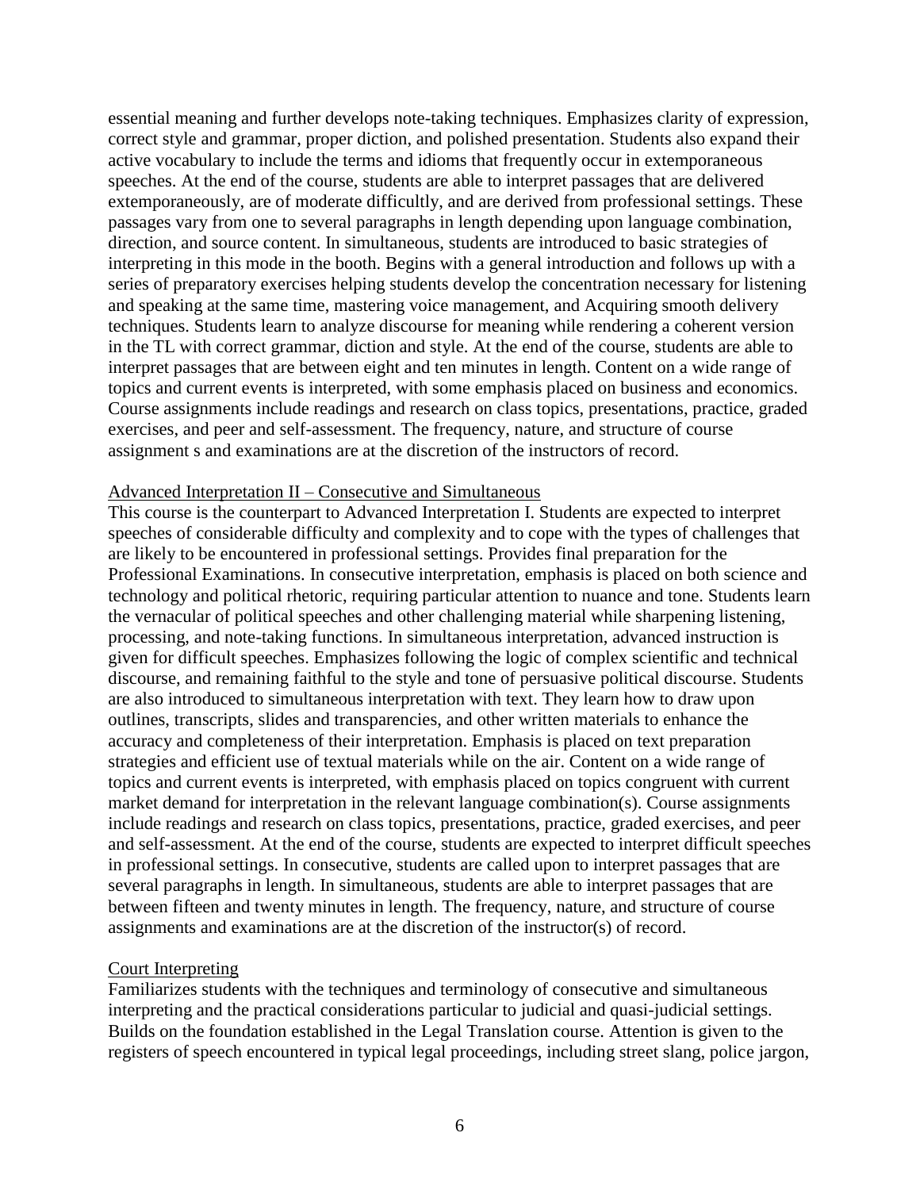essential meaning and further develops note-taking techniques. Emphasizes clarity of expression, correct style and grammar, proper diction, and polished presentation. Students also expand their active vocabulary to include the terms and idioms that frequently occur in extemporaneous speeches. At the end of the course, students are able to interpret passages that are delivered extemporaneously, are of moderate difficultly, and are derived from professional settings. These passages vary from one to several paragraphs in length depending upon language combination, direction, and source content. In simultaneous, students are introduced to basic strategies of interpreting in this mode in the booth. Begins with a general introduction and follows up with a series of preparatory exercises helping students develop the concentration necessary for listening and speaking at the same time, mastering voice management, and Acquiring smooth delivery techniques. Students learn to analyze discourse for meaning while rendering a coherent version in the TL with correct grammar, diction and style. At the end of the course, students are able to interpret passages that are between eight and ten minutes in length. Content on a wide range of topics and current events is interpreted, with some emphasis placed on business and economics. Course assignments include readings and research on class topics, presentations, practice, graded exercises, and peer and self-assessment. The frequency, nature, and structure of course assignment s and examinations are at the discretion of the instructors of record.

<u>Advanced Interpretation II – Consecutive and Simultaneous</u>

This course is the counterpart to Advanced Interpretation I. Students are expected to interpret speeches of considerable difficulty and complexity and to cope with the types of challenges that are likely to be encountered in professional settings. Provides final preparation for the Professional Examinations. In consecutive interpretation, emphasis is placed on both science and technology and political rhetoric, requiring particular attention to nuance and tone. Students learn the vernacular of political speeches and other challenging material while sharpening listening, processing, and note-taking functions. In simultaneous interpretation, advanced instruction is given for difficult speeches. Emphasizes following the logic of complex scientific and technical discourse, and remaining faithful to the style and tone of persuasive political discourse. Students are also introduced to simultaneous interpretation with text. They learn how to draw upon outlines, transcripts, slides and transparencies, and other written materials to enhance the accuracy and completeness of their interpretation. Emphasis is placed on text preparation strategies and efficient use of textual materials while on the air. Content on a wide range of topics and current events is interpreted, with emphasis placed on topics congruent with current market demand for interpretation in the relevant language combination(s). Course assignments include readings and research on class topics, presentations, practice, graded exercises, and peer and self-assessment. At the end of the course, students are expected to interpret difficult speeches in professional settings. In consecutive, students are called upon to interpret passages that are several paragraphs in length. In simultaneous, students are able to interpret passages that are between fifteen and twenty minutes in length. The frequency, nature, and structure of course assignments and examinations are at the discretion of the instructor(s) of record.

<u>Court Interpreting</u>

Familiarizes students with the techniques and terminology of consecutive and simultaneous interpreting and the practical considerations particular to judicial and quasi-judicial settings. Builds on the foundation established in the Legal Translation course. Attention is given to the registers of speech encountered in typical legal proceedings, including street slang, police jargon,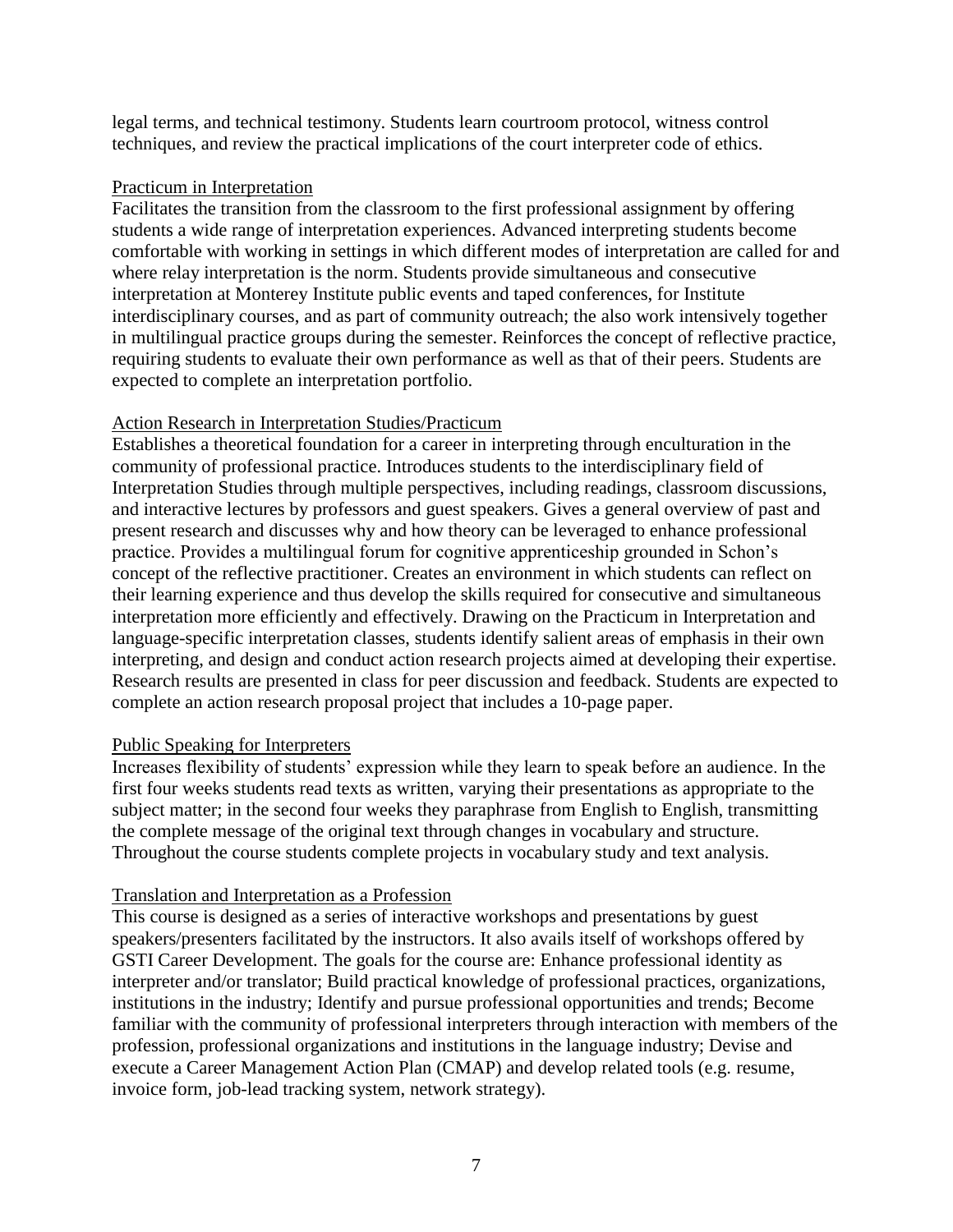legal terms, and technical testimony. Students learn courtroom protocol, witness control techniques, and review the practical implications of the court interpreter code of ethics.

### Practicum in Interpretation

Facilitates the transition from the classroom to the first professional assignment by offering students a wide range of interpretation experiences. Advanced interpreting students become comfortable with working in settings in which different modes of interpretation are called for and where relay interpretation is the norm. Students provide simultaneous and consecutive interpretation at Monterey Institute public events and taped conferences, for Institute interdisciplinary courses, and as part of community outreach; the also work intensively together in multilingual practice groups during the semester. Reinforces the concept of reflective practice, requiring students to evaluate their own performance as well as that of their peers. Students are expected to complete an interpretation portfolio.

### Action Research in Interpretation Studies/Practicum

Establishes a theoretical foundation for a career in interpreting through enculturation in the community of professional practice. Introduces students to the interdisciplinary field of Interpretation Studies through multiple perspectives, including readings, classroom discussions, and interactive lectures by professors and guest speakers. Gives a general overview of past and present research and discusses why and how theory can be leveraged to enhance professional practice. Provides a multilingual forum for cognitive apprenticeship grounded in Schon's concept of the reflective practitioner. Creates an environment in which students can reflect on their learning experience and thus develop the skills required for consecutive and simultaneous interpretation more efficiently and effectively. Drawing on the Practicum in Interpretation and language-specific interpretation classes, students identify salient areas of emphasis in their own interpreting, and design and conduct action research projects aimed at developing their expertise. Research results are presented in class for peer discussion and feedback. Students are expected to complete an action research proposal project that includes a 10-page paper.

### Public Speaking for Interpreters

Increases flexibility of students' expression while they learn to speak before an audience. In the first four weeks students read texts as written, varying their presentations as appropriate to the subject matter; in the second four weeks they paraphrase from English to English, transmitting the complete message of the original text through changes in vocabulary and structure. Throughout the course students complete projects in vocabulary study and text analysis.

### Translation and Interpretation as a Profession

This course is designed as a series of interactive workshops and presentations by guest speakers/presenters facilitated by the instructors. It also avails itself of workshops offered by GSTI Career Development. The goals for the course are: Enhance professional identity as interpreter and/or translator; Build practical knowledge of professional practices, organizations, institutions in the industry; Identify and pursue professional opportunities and trends; Become familiar with the community of professional interpreters through interaction with members of the profession, professional organizations and institutions in the language industry; Devise and execute a Career Management Action Plan (CMAP) and develop related tools (e.g. resume, invoice form, job-lead tracking system, network strategy).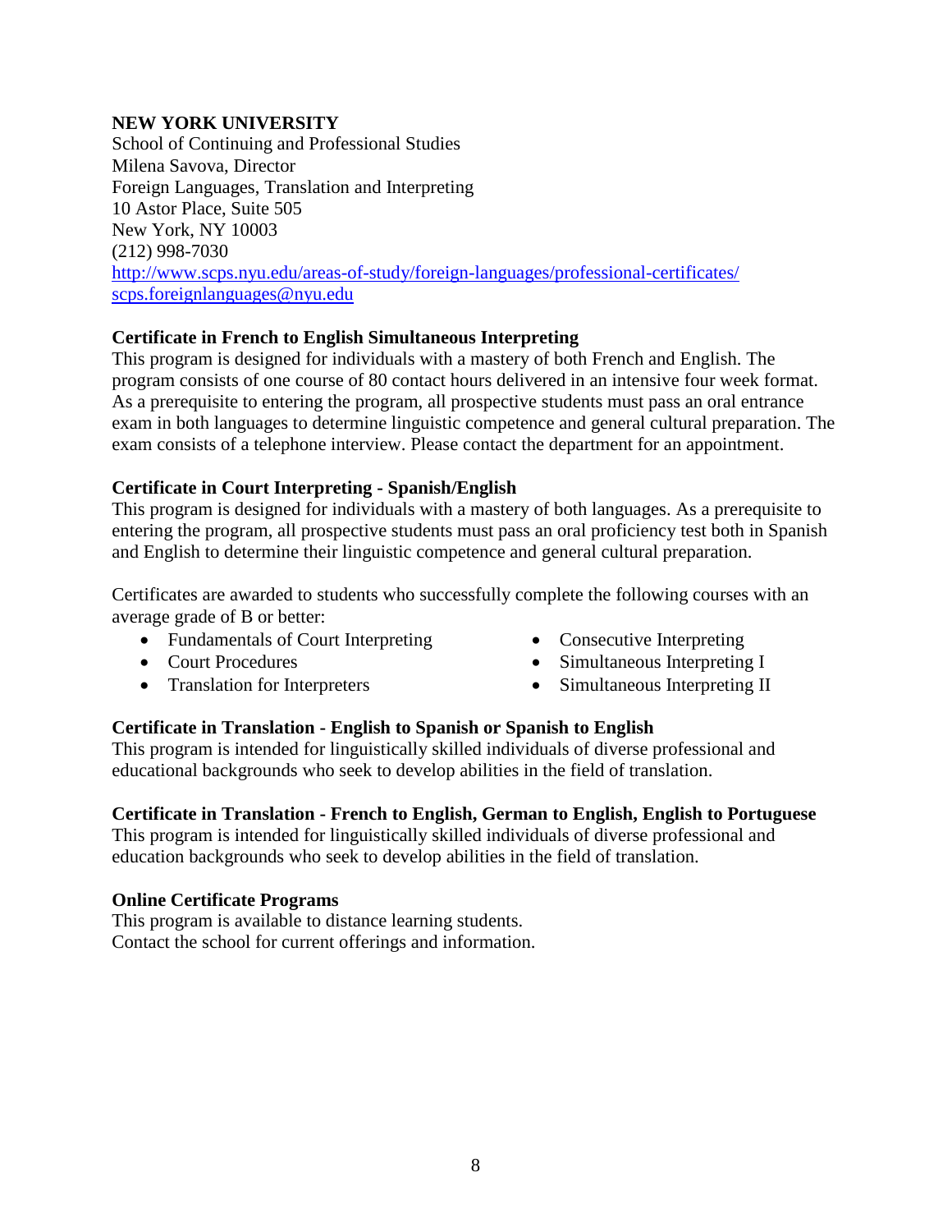**NEW YORK UNIVERSITY**
School of Continuing and Professional Studies
Milena Savova, Director
Foreign Languages, Translation and Interpreting
10 Astor Place, Suite 505
New York, NY 10003
(212) 998-7030
http://www.scps.nyu.edu/areas-of-study/foreign-languages/professional-certificates/
scps.foreignlanguages@nyu.edu

**Certificate in French to English Simultaneous Interpreting**
This program is designed for individuals with a mastery of both French and English. The program consists of one course of 80 contact hours delivered in an intensive four week format. As a prerequisite to entering the program, all prospective students must pass an oral entrance exam in both languages to determine linguistic competence and general cultural preparation. The exam consists of a telephone interview. Please contact the department for an appointment.

**Certificate in Court Interpreting - Spanish/English**
This program is designed for individuals with a mastery of both languages. As a prerequisite to entering the program, all prospective students must pass an oral proficiency test both in Spanish and English to determine their linguistic competence and general cultural preparation.

Certificates are awarded to students who successfully complete the following courses with an average grade of B or better:

- Fundamentals of Court Interpreting
- Court Procedures
- Translation for Interpreters
- Consecutive Interpreting
- Simultaneous Interpreting I
- Simultaneous Interpreting II

**Certificate in Translation - English to Spanish or Spanish to English**
This program is intended for linguistically skilled individuals of diverse professional and educational backgrounds who seek to develop abilities in the field of translation.

**Certificate in Translation - French to English, German to English, English to Portuguese**
This program is intended for linguistically skilled individuals of diverse professional and education backgrounds who seek to develop abilities in the field of translation.

**Online Certificate Programs**
This program is available to distance learning students.
Contact the school for current offerings and information.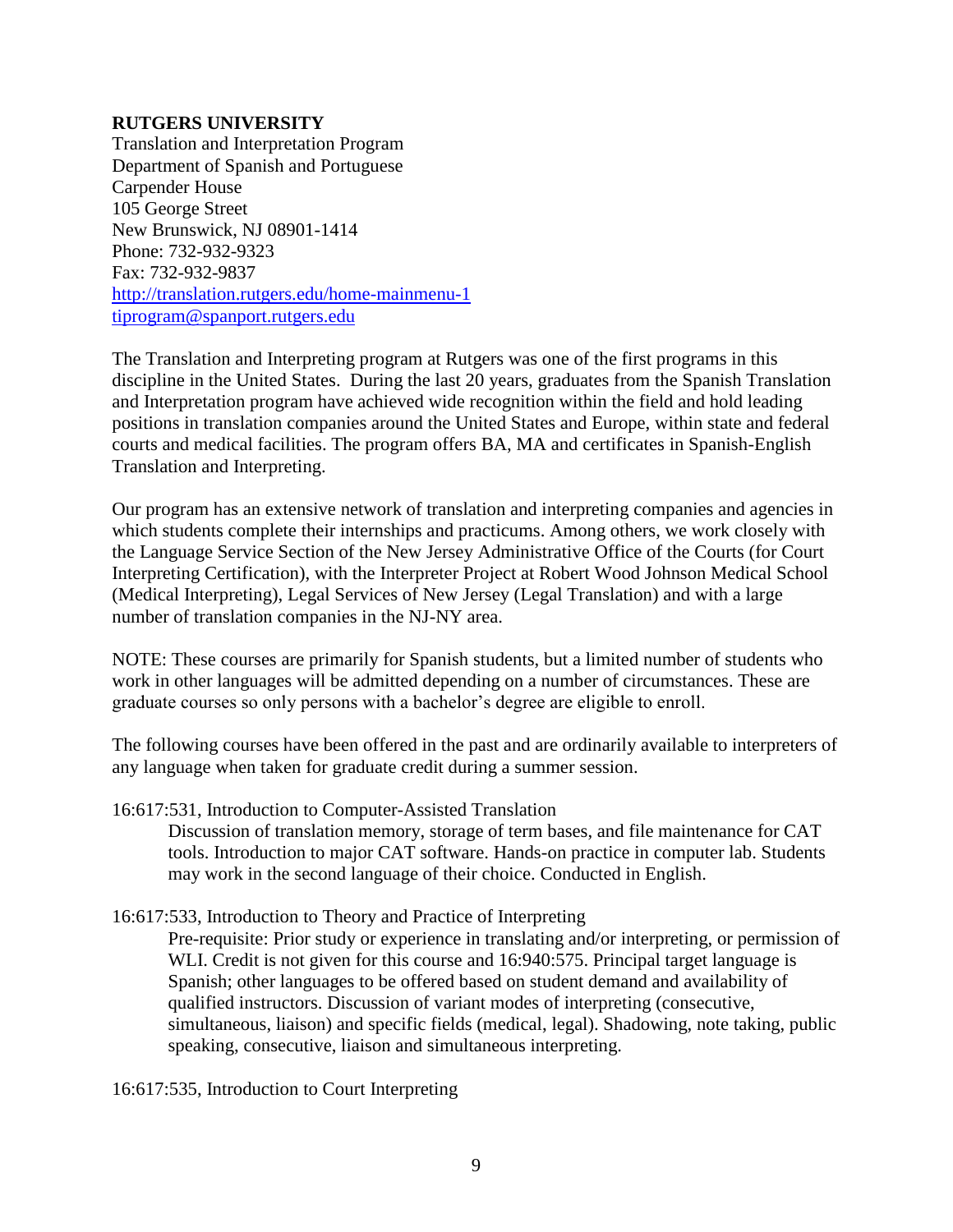**RUTGERS UNIVERSITY**
Translation and Interpretation Program
Department of Spanish and Portuguese
Carpender House
105 George Street
New Brunswick, NJ 08901-1414
Phone: 732-932-9323
Fax: 732-932-9837
[http://translation.rutgers.edu/home-mainmenu-1](http://translation.rutgers.edu/home-mainmenu-1)
[tiprogram@spanport.rutgers.edu](mailto:tiprogram@spanport.rutgers.edu)

The Translation and Interpreting program at Rutgers was one of the first programs in this discipline in the United States. During the last 20 years, graduates from the Spanish Translation and Interpretation program have achieved wide recognition within the field and hold leading positions in translation companies around the United States and Europe, within state and federal courts and medical facilities. The program offers BA, MA and certificates in Spanish-English Translation and Interpreting.

Our program has an extensive network of translation and interpreting companies and agencies in which students complete their internships and practicums. Among others, we work closely with the Language Service Section of the New Jersey Administrative Office of the Courts (for Court Interpreting Certification), with the Interpreter Project at Robert Wood Johnson Medical School (Medical Interpreting), Legal Services of New Jersey (Legal Translation) and with a large number of translation companies in the NJ-NY area.

NOTE: These courses are primarily for Spanish students, but a limited number of students who work in other languages will be admitted depending on a number of circumstances. These are graduate courses so only persons with a bachelor's degree are eligible to enroll.

The following courses have been offered in the past and are ordinarily available to interpreters of any language when taken for graduate credit during a summer session.

16:617:531, Introduction to Computer-Assisted Translation

> Discussion of translation memory, storage of term bases, and file maintenance for CAT tools. Introduction to major CAT software. Hands-on practice in computer lab. Students may work in the second language of their choice. Conducted in English.

16:617:533, Introduction to Theory and Practice of Interpreting

> Pre-requisite: Prior study or experience in translating and/or interpreting, or permission of WLI. Credit is not given for this course and 16:940:575. Principal target language is Spanish; other languages to be offered based on student demand and availability of qualified instructors. Discussion of variant modes of interpreting (consecutive, simultaneous, liaison) and specific fields (medical, legal). Shadowing, note taking, public speaking, consecutive, liaison and simultaneous interpreting.

16:617:535, Introduction to Court Interpreting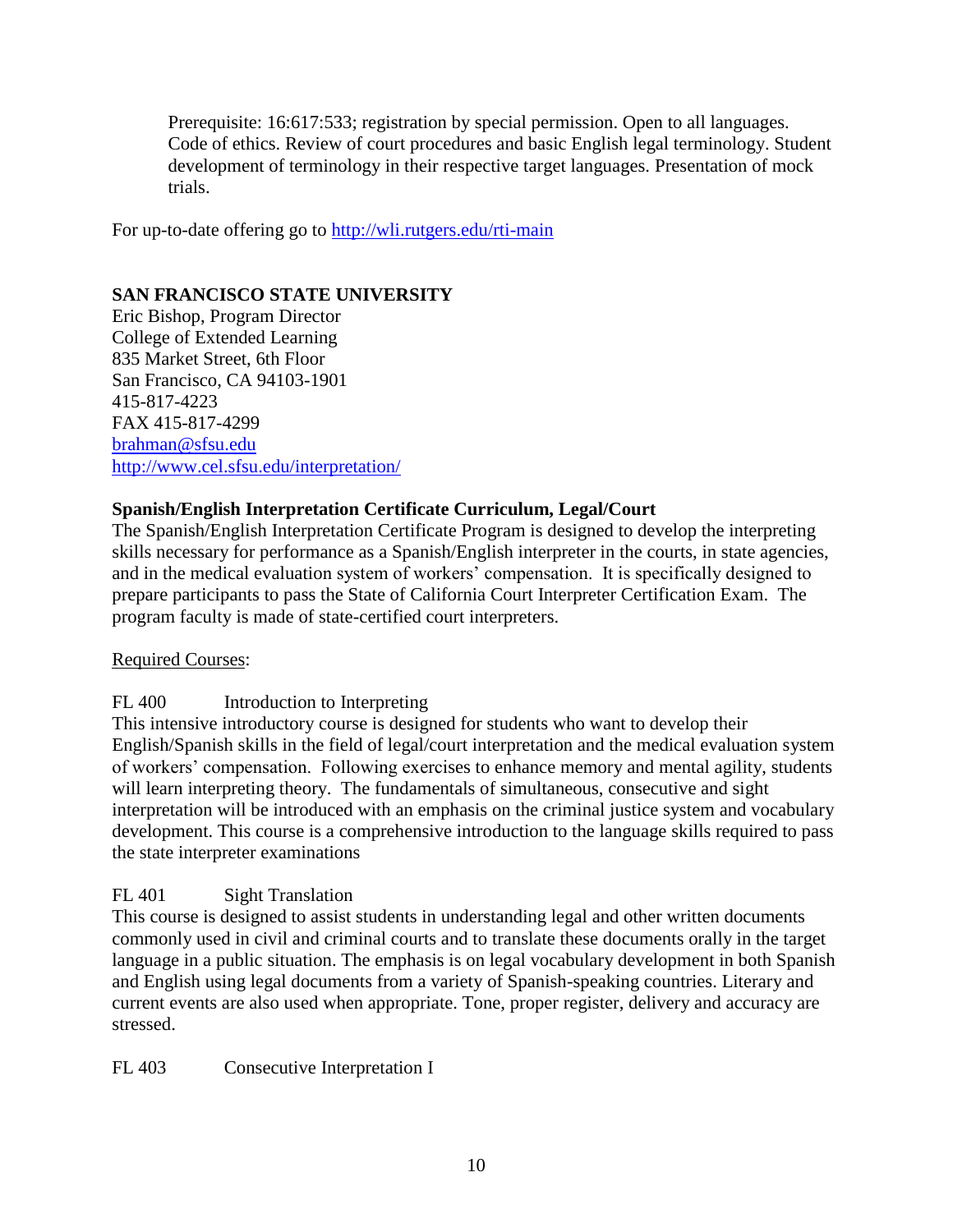Prerequisite: 16:617:533; registration by special permission. Open to all languages. Code of ethics. Review of court procedures and basic English legal terminology. Student development of terminology in their respective target languages. Presentation of mock trials.

For up-to-date offering go to http://wli.rutgers.edu/rti-main

**SAN FRANCISCO STATE UNIVERSITY**
Eric Bishop, Program Director
College of Extended Learning
835 Market Street, 6th Floor
San Francisco, CA 94103-1901
415-817-4223
FAX 415-817-4299
brahman@sfsu.edu
http://www.cel.sfsu.edu/interpretation/

**Spanish/English Interpretation Certificate Curriculum, Legal/Court**

The Spanish/English Interpretation Certificate Program is designed to develop the interpreting skills necessary for performance as a Spanish/English interpreter in the courts, in state agencies, and in the medical evaluation system of workers' compensation. It is specifically designed to prepare participants to pass the State of California Court Interpreter Certification Exam. The program faculty is made of state-certified court interpreters.

Required Courses:

FL 400 Introduction to Interpreting

This intensive introductory course is designed for students who want to develop their English/Spanish skills in the field of legal/court interpretation and the medical evaluation system of workers' compensation. Following exercises to enhance memory and mental agility, students will learn interpreting theory. The fundamentals of simultaneous, consecutive and sight interpretation will be introduced with an emphasis on the criminal justice system and vocabulary development. This course is a comprehensive introduction to the language skills required to pass the state interpreter examinations

FL 401 Sight Translation

This course is designed to assist students in understanding legal and other written documents commonly used in civil and criminal courts and to translate these documents orally in the target language in a public situation. The emphasis is on legal vocabulary development in both Spanish and English using legal documents from a variety of Spanish-speaking countries. Literary and current events are also used when appropriate. Tone, proper register, delivery and accuracy are stressed.

FL 403 Consecutive Interpretation I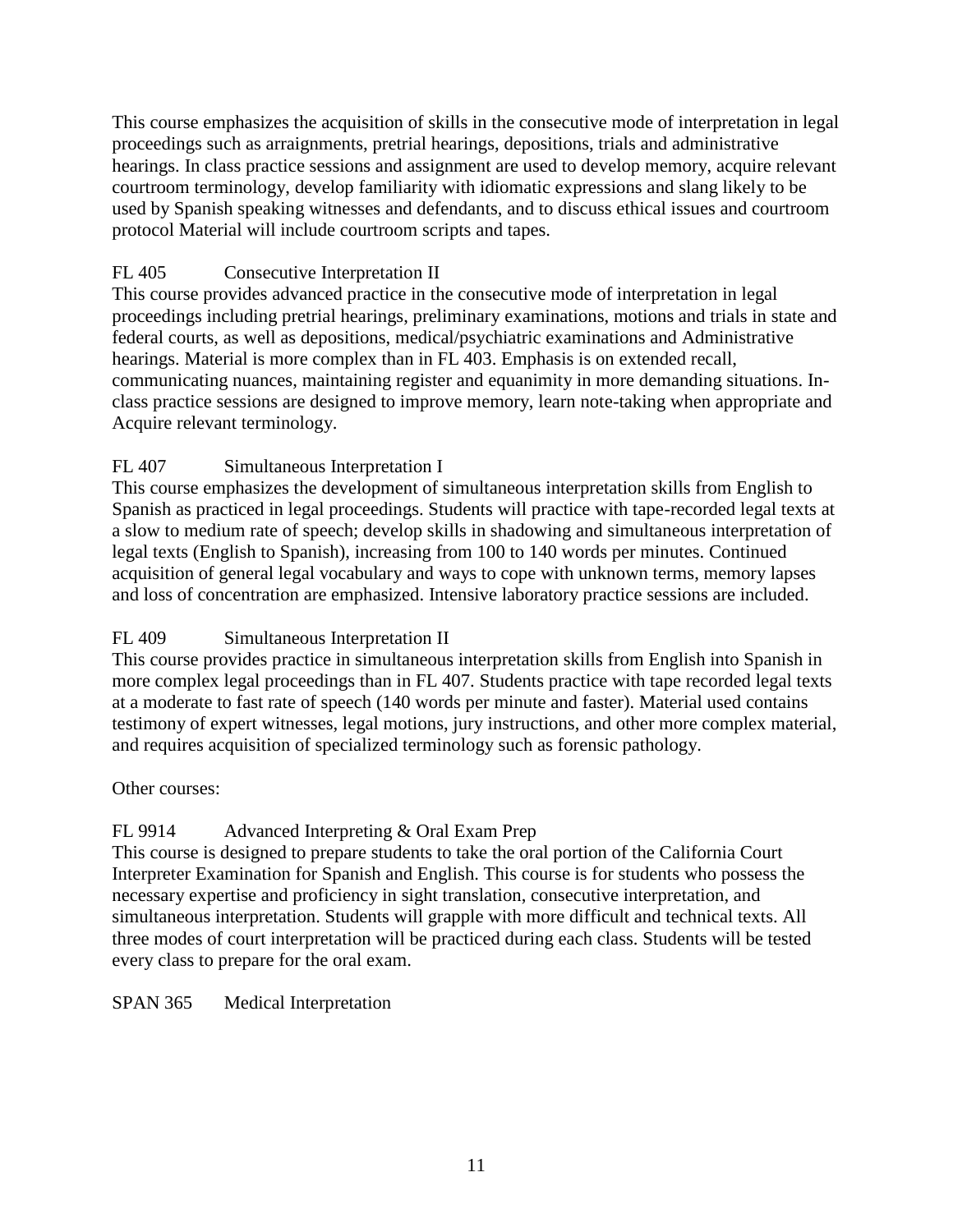This course emphasizes the acquisition of skills in the consecutive mode of interpretation in legal proceedings such as arraignments, pretrial hearings, depositions, trials and administrative hearings. In class practice sessions and assignment are used to develop memory, acquire relevant courtroom terminology, develop familiarity with idiomatic expressions and slang likely to be used by Spanish speaking witnesses and defendants, and to discuss ethical issues and courtroom protocol Material will include courtroom scripts and tapes.

FL 405 Consecutive Interpretation II
This course provides advanced practice in the consecutive mode of interpretation in legal proceedings including pretrial hearings, preliminary examinations, motions and trials in state and federal courts, as well as depositions, medical/psychiatric examinations and Administrative hearings. Material is more complex than in FL 403. Emphasis is on extended recall, communicating nuances, maintaining register and equanimity in more demanding situations. In-class practice sessions are designed to improve memory, learn note-taking when appropriate and Acquire relevant terminology.

FL 407 Simultaneous Interpretation I
This course emphasizes the development of simultaneous interpretation skills from English to Spanish as practiced in legal proceedings. Students will practice with tape-recorded legal texts at a slow to medium rate of speech; develop skills in shadowing and simultaneous interpretation of legal texts (English to Spanish), increasing from 100 to 140 words per minutes. Continued acquisition of general legal vocabulary and ways to cope with unknown terms, memory lapses and loss of concentration are emphasized. Intensive laboratory practice sessions are included.

FL 409 Simultaneous Interpretation II
This course provides practice in simultaneous interpretation skills from English into Spanish in more complex legal proceedings than in FL 407. Students practice with tape recorded legal texts at a moderate to fast rate of speech (140 words per minute and faster). Material used contains testimony of expert witnesses, legal motions, jury instructions, and other more complex material, and requires acquisition of specialized terminology such as forensic pathology.

Other courses:

FL 9914 Advanced Interpreting & Oral Exam Prep
This course is designed to prepare students to take the oral portion of the California Court Interpreter Examination for Spanish and English. This course is for students who possess the necessary expertise and proficiency in sight translation, consecutive interpretation, and simultaneous interpretation. Students will grapple with more difficult and technical texts. All three modes of court interpretation will be practiced during each class. Students will be tested every class to prepare for the oral exam.

SPAN 365 Medical Interpretation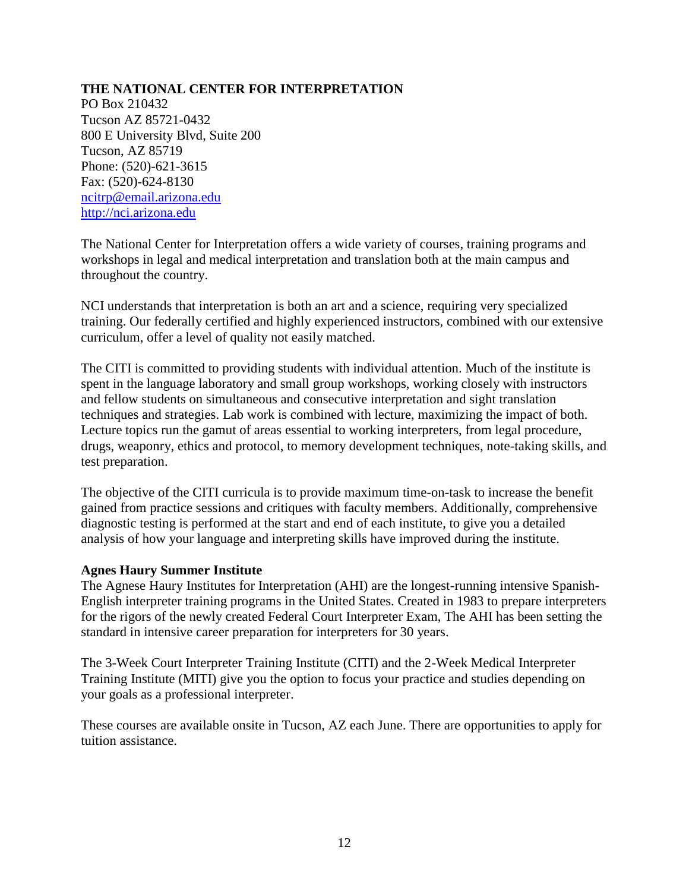**THE NATIONAL CENTER FOR INTERPRETATION**
PO Box 210432
Tucson AZ 85721-0432
800 E University Blvd, Suite 200
Tucson, AZ 85719
Phone: (520)-621-3615
Fax: (520)-624-8130
ncitrp@email.arizona.edu
http://nci.arizona.edu

The National Center for Interpretation offers a wide variety of courses, training programs and workshops in legal and medical interpretation and translation both at the main campus and throughout the country.

NCI understands that interpretation is both an art and a science, requiring very specialized training. Our federally certified and highly experienced instructors, combined with our extensive curriculum, offer a level of quality not easily matched.

The CITI is committed to providing students with individual attention. Much of the institute is spent in the language laboratory and small group workshops, working closely with instructors and fellow students on simultaneous and consecutive interpretation and sight translation techniques and strategies. Lab work is combined with lecture, maximizing the impact of both. Lecture topics run the gamut of areas essential to working interpreters, from legal procedure, drugs, weaponry, ethics and protocol, to memory development techniques, note-taking skills, and test preparation.

The objective of the CITI curricula is to provide maximum time-on-task to increase the benefit gained from practice sessions and critiques with faculty members. Additionally, comprehensive diagnostic testing is performed at the start and end of each institute, to give you a detailed analysis of how your language and interpreting skills have improved during the institute.

**Agnes Haury Summer Institute**
The Agnese Haury Institutes for Interpretation (AHI) are the longest-running intensive Spanish-English interpreter training programs in the United States. Created in 1983 to prepare interpreters for the rigors of the newly created Federal Court Interpreter Exam, The AHI has been setting the standard in intensive career preparation for interpreters for 30 years.

The 3-Week Court Interpreter Training Institute (CITI) and the 2-Week Medical Interpreter Training Institute (MITI) give you the option to focus your practice and studies depending on your goals as a professional interpreter.

These courses are available onsite in Tucson, AZ each June. There are opportunities to apply for tuition assistance.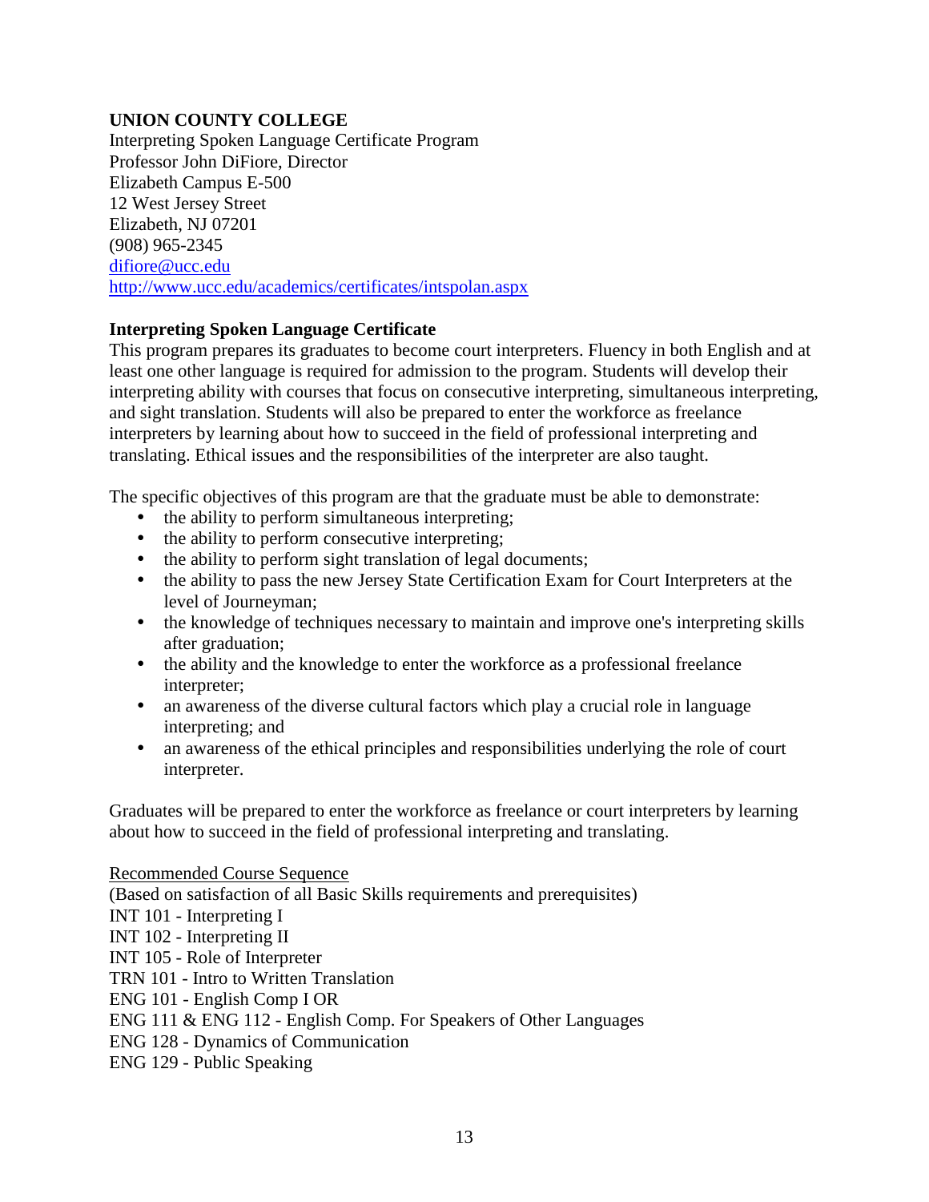**UNION COUNTY COLLEGE**
Interpreting Spoken Language Certificate Program
Professor John DiFiore, Director
Elizabeth Campus E-500
12 West Jersey Street
Elizabeth, NJ 07201
(908) 965-2345
difiore@ucc.edu
http://www.ucc.edu/academics/certificates/intspolan.aspx

**Interpreting Spoken Language Certificate**

This program prepares its graduates to become court interpreters. Fluency in both English and at least one other language is required for admission to the program. Students will develop their interpreting ability with courses that focus on consecutive interpreting, simultaneous interpreting, and sight translation. Students will also be prepared to enter the workforce as freelance interpreters by learning about how to succeed in the field of professional interpreting and translating. Ethical issues and the responsibilities of the interpreter are also taught.

The specific objectives of this program are that the graduate must be able to demonstrate:

- the ability to perform simultaneous interpreting;
- the ability to perform consecutive interpreting;
- the ability to perform sight translation of legal documents;
- the ability to pass the new Jersey State Certification Exam for Court Interpreters at the level of Journeyman;
- the knowledge of techniques necessary to maintain and improve one's interpreting skills after graduation;
- the ability and the knowledge to enter the workforce as a professional freelance interpreter;
- an awareness of the diverse cultural factors which play a crucial role in language interpreting; and
- an awareness of the ethical principles and responsibilities underlying the role of court interpreter.

Graduates will be prepared to enter the workforce as freelance or court interpreters by learning about how to succeed in the field of professional interpreting and translating.

Recommended Course Sequence
(Based on satisfaction of all Basic Skills requirements and prerequisites)
INT 101 - Interpreting I
INT 102 - Interpreting II
INT 105 - Role of Interpreter
TRN 101 - Intro to Written Translation
ENG 101 - English Comp I OR
ENG 111 & ENG 112 - English Comp. For Speakers of Other Languages
ENG 128 - Dynamics of Communication
ENG 129 - Public Speaking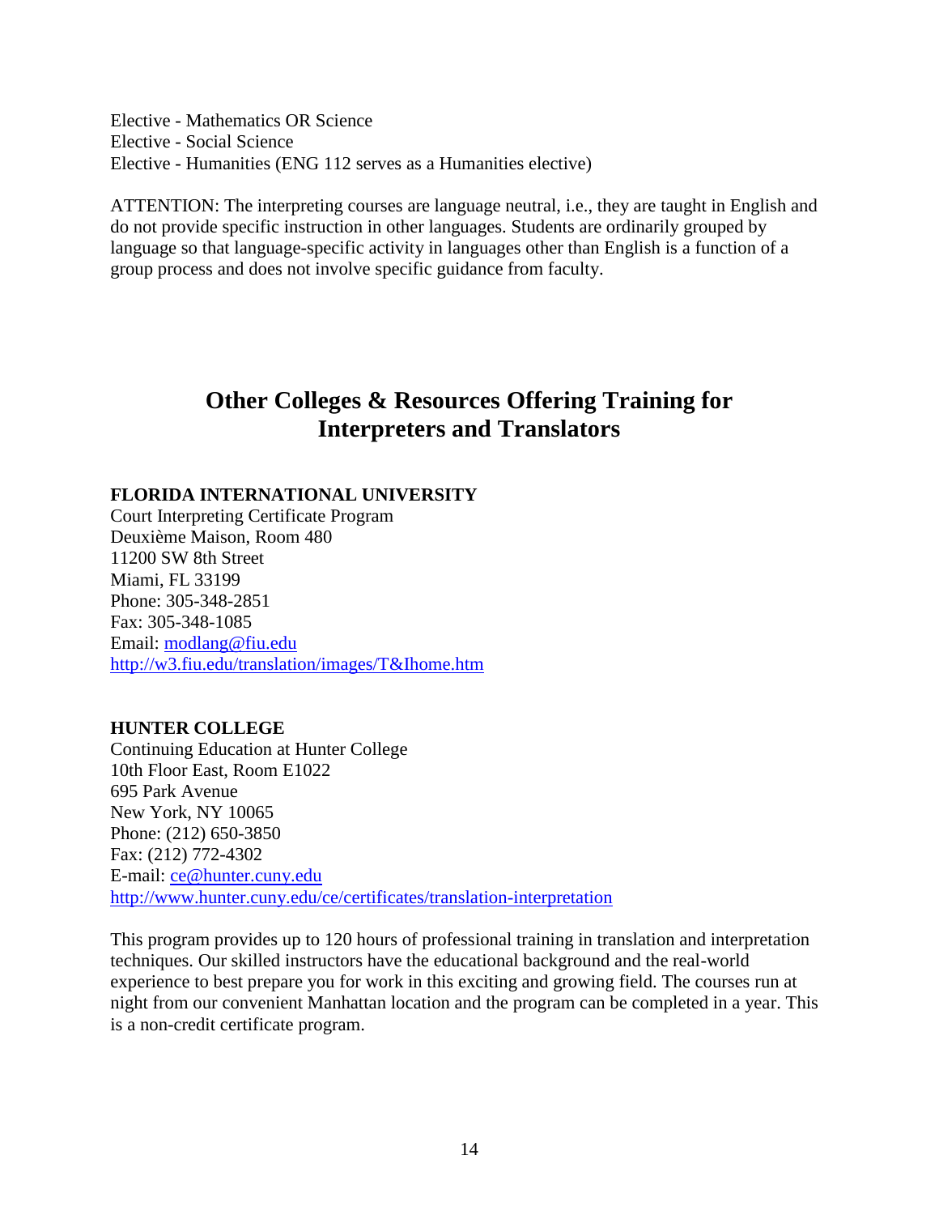Elective - Mathematics OR Science
Elective - Social Science
Elective - Humanities (ENG 112 serves as a Humanities elective)

ATTENTION: The interpreting courses are language neutral, i.e., they are taught in English and do not provide specific instruction in other languages. Students are ordinarily grouped by language so that language-specific activity in languages other than English is a function of a group process and does not involve specific guidance from faculty.

# Other Colleges & Resources Offering Training for Interpreters and Translators

**FLORIDA INTERNATIONAL UNIVERSITY**
Court Interpreting Certificate Program
Deuxième Maison, Room 480
11200 SW 8th Street
Miami, FL 33199
Phone: 305-348-2851
Fax: 305-348-1085
Email: modlang@fiu.edu
http://w3.fiu.edu/translation/images/T&Ihome.htm

**HUNTER COLLEGE**
Continuing Education at Hunter College
10th Floor East, Room E1022
695 Park Avenue
New York, NY 10065
Phone: (212) 650-3850
Fax: (212) 772-4302
E-mail: ce@hunter.cuny.edu
http://www.hunter.cuny.edu/ce/certificates/translation-interpretation

This program provides up to 120 hours of professional training in translation and interpretation techniques. Our skilled instructors have the educational background and the real-world experience to best prepare you for work in this exciting and growing field. The courses run at night from our convenient Manhattan location and the program can be completed in a year. This is a non-credit certificate program.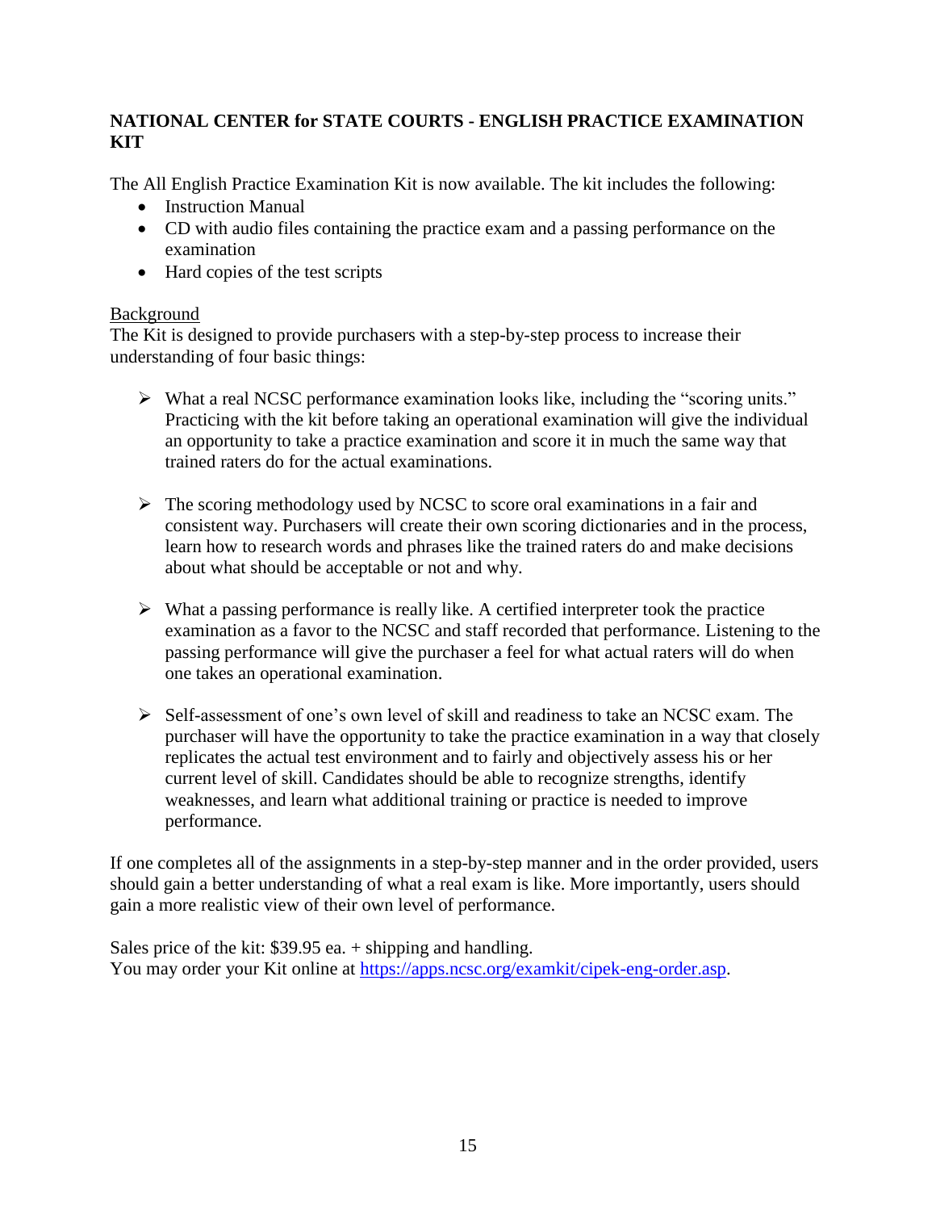**NATIONAL CENTER for STATE COURTS - ENGLISH PRACTICE EXAMINATION KIT**

The All English Practice Examination Kit is now available. The kit includes the following:

- Instruction Manual
- CD with audio files containing the practice exam and a passing performance on the examination
- Hard copies of the test scripts

<u>Background</u>

The Kit is designed to provide purchasers with a step-by-step process to increase their understanding of four basic things:

- What a real NCSC performance examination looks like, including the "scoring units." Practicing with the kit before taking an operational examination will give the individual an opportunity to take a practice examination and score it in much the same way that trained raters do for the actual examinations.

- The scoring methodology used by NCSC to score oral examinations in a fair and consistent way. Purchasers will create their own scoring dictionaries and in the process, learn how to research words and phrases like the trained raters do and make decisions about what should be acceptable or not and why.

- What a passing performance is really like. A certified interpreter took the practice examination as a favor to the NCSC and staff recorded that performance. Listening to the passing performance will give the purchaser a feel for what actual raters will do when one takes an operational examination.

- Self-assessment of one's own level of skill and readiness to take an NCSC exam. The purchaser will have the opportunity to take the practice examination in a way that closely replicates the actual test environment and to fairly and objectively assess his or her current level of skill. Candidates should be able to recognize strengths, identify weaknesses, and learn what additional training or practice is needed to improve performance.

If one completes all of the assignments in a step-by-step manner and in the order provided, users should gain a better understanding of what a real exam is like. More importantly, users should gain a more realistic view of their own level of performance.

Sales price of the kit: $39.95 ea. + shipping and handling.
You may order your Kit online at https://apps.ncsc.org/examkit/cipek-eng-order.asp.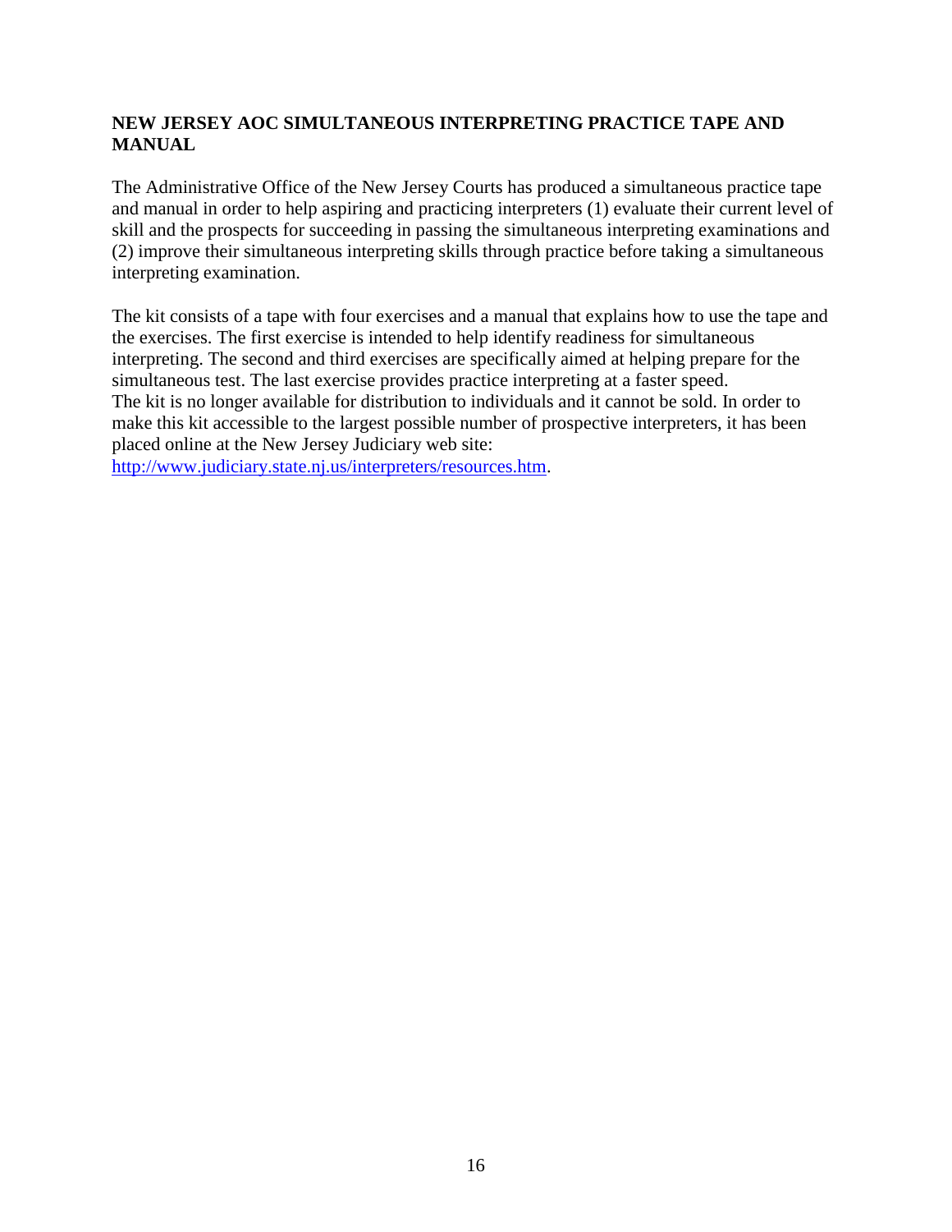**NEW JERSEY AOC SIMULTANEOUS INTERPRETING PRACTICE TAPE AND MANUAL**

The Administrative Office of the New Jersey Courts has produced a simultaneous practice tape and manual in order to help aspiring and practicing interpreters (1) evaluate their current level of skill and the prospects for succeeding in passing the simultaneous interpreting examinations and (2) improve their simultaneous interpreting skills through practice before taking a simultaneous interpreting examination.

The kit consists of a tape with four exercises and a manual that explains how to use the tape and the exercises. The first exercise is intended to help identify readiness for simultaneous interpreting. The second and third exercises are specifically aimed at helping prepare for the simultaneous test. The last exercise provides practice interpreting at a faster speed.
The kit is no longer available for distribution to individuals and it cannot be sold. In order to make this kit accessible to the largest possible number of prospective interpreters, it has been placed online at the New Jersey Judiciary web site:
http://www.judiciary.state.nj.us/interpreters/resources.htm.